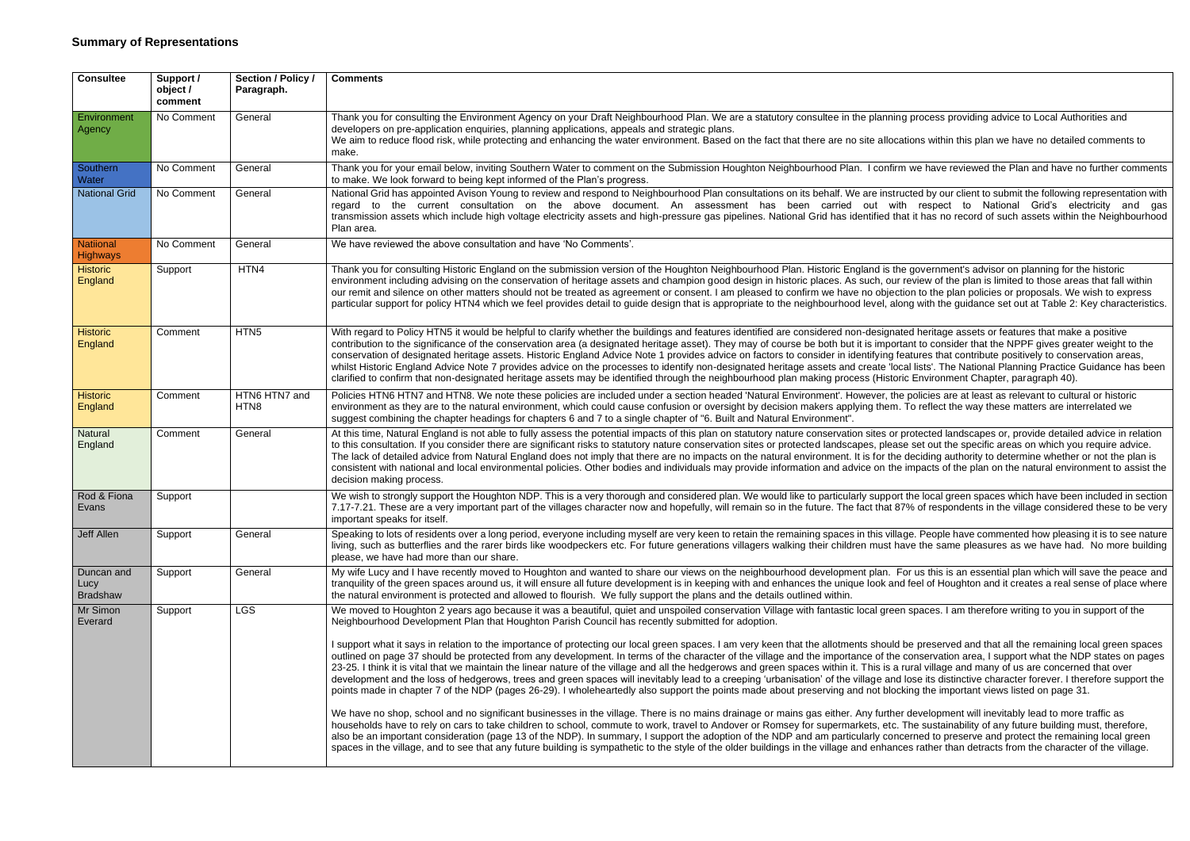## Summary of Representations

| Consultee | Support / object / comment | Section / Policy / Paragraph. | Comments |
|---|---|---|---|
| Environment Agency | No Comment | General | Thank you for consulting the Environment Agency on your Draft Neighbourhood Plan. We are a statutory consultee in the planning process providing advice to Local Authorities and developers on pre-application enquiries, planning applications, appeals and strategic plans.<br>We aim to reduce flood risk, while protecting and enhancing the water environment. Based on the fact that there are no site allocations within this plan we have no detailed comments to make. |
| Southern Water | No Comment | General | Thank you for your email below, inviting Southern Water to comment on the Submission Houghton Neighbourhood Plan. I confirm we have reviewed the Plan and have no further comments to make. We look forward to being kept informed of the Plan's progress. |
| National Grid | No Comment | General | National Grid has appointed Avison Young to review and respond to Neighbourhood Plan consultations on its behalf. We are instructed by our client to submit the following representation with regard to the current consultation on the above document. An assessment has been carried out with respect to National Grid's electricity and gas transmission assets which include high voltage electricity assets and high-pressure gas pipelines. National Grid has identified that it has no record of such assets within the Neighbourhood Plan area. |
| Natiional Highways | No Comment | General | We have reviewed the above consultation and have 'No Comments'. |
| Historic England | Support | HTN4 | Thank you for consulting Historic England on the submission version of the Houghton Neighbourhood Plan. Historic England is the government's advisor on planning for the historic environment including advising on the conservation of heritage assets and champion good design in historic places. As such, our review of the plan is limited to those areas that fall within our remit and silence on other matters should not be treated as agreement or consent. I am pleased to confirm we have no objection to the plan policies or proposals. We wish to express particular support for policy HTN4 which we feel provides detail to guide design that is appropriate to the neighbourhood level, along with the guidance set out at Table 2: Key characteristics. |
| Historic England | Comment | HTN5 | With regard to Policy HTN5 it would be helpful to clarify whether the buildings and features identified are considered non-designated heritage assets or features that make a positive contribution to the significance of the conservation area (a designated heritage asset). They may of course be both but it is important to consider that the NPPF gives greater weight to the conservation of designated heritage assets. Historic England Advice Note 1 provides advice on factors to consider in identifying features that contribute positively to conservation areas, whilst Historic England Advice Note 7 provides advice on the processes to identify non-designated heritage assets and create 'local lists'. The National Planning Practice Guidance has been clarified to confirm that non-designated heritage assets may be identified through the neighbourhood plan making process (Historic Environment Chapter, paragraph 40). |
| Historic England | Comment | HTN6 HTN7 and HTN8 | Policies HTN6 HTN7 and HTN8. We note these policies are included under a section headed 'Natural Environment'. However, the policies are at least as relevant to cultural or historic environment as they are to the natural environment, which could cause confusion or oversight by decision makers applying them. To reflect the way these matters are interrelated we suggest combining the chapter headings for chapters 6 and 7 to a single chapter of "6. Built and Natural Environment". |
| Natural England | Comment | General | At this time, Natural England is not able to fully assess the potential impacts of this plan on statutory nature conservation sites or protected landscapes or, provide detailed advice in relation to this consultation. If you consider there are significant risks to statutory nature conservation sites or protected landscapes, please set out the specific areas on which you require advice. The lack of detailed advice from Natural England does not imply that there are no impacts on the natural environment. It is for the deciding authority to determine whether or not the plan is consistent with national and local environmental policies. Other bodies and individuals may provide information and advice on the impacts of the plan on the natural environment to assist the decision making process. |
| Rod & Fiona Evans | Support | | We wish to strongly support the Houghton NDP. This is a very thorough and considered plan. We would like to particularly support the local green spaces which have been included in section 7.17-7.21. These are a very important part of the villages character now and hopefully, will remain so in the future. The fact that 87% of respondents in the village considered these to be very important speaks for itself. |
| Jeff Allen | Support | General | Speaking to lots of residents over a long period, everyone including myself are very keen to retain the remaining spaces in this village. People have commented how pleasing it is to see nature living, such as butterflies and the rarer birds like woodpeckers etc. For future generations villagers walking their children must have the same pleasures as we have had. No more building please, we have had more than our share. |
| Duncan and Lucy Bradshaw | Support | General | My wife Lucy and I have recently moved to Houghton and wanted to share our views on the neighbourhood development plan. For us this is an essential plan which will save the peace and tranquility of the green spaces around us, it will ensure all future development is in keeping with and enhances the unique look and feel of Houghton and it creates a real sense of place where the natural environment is protected and allowed to flourish. We fully support the plans and the details outlined within. |
| Mr Simon Everard | Support | LGS | We moved to Houghton 2 years ago because it was a beautiful, quiet and unspoiled conservation Village with fantastic local green spaces. I am therefore writing to you in support of the Neighbourhood Development Plan that Houghton Parish Council has recently submitted for adoption.<br><br>I support what it says in relation to the importance of protecting our local green spaces. I am very keen that the allotments should be preserved and that all the remaining local green spaces outlined on page 37 should be protected from any development. In terms of the character of the village and the importance of the conservation area, I support what the NDP states on pages 23-25. I think it is vital that we maintain the linear nature of the village and all the hedgerows and green spaces within it. This is a rural village and many of us are concerned that over development and the loss of hedgerows, trees and green spaces will inevitably lead to a creeping 'urbanisation' of the village and lose its distinctive character forever. I therefore support the points made in chapter 7 of the NDP (pages 26-29). I wholeheartedly also support the points made about preserving and not blocking the important views listed on page 31.<br><br>We have no shop, school and no significant businesses in the village. There is no mains drainage or mains gas either. Any further development will inevitably lead to more traffic as households have to rely on cars to take children to school, commute to work, travel to Andover or Romsey for supermarkets, etc. The sustainability of any future building must, therefore, also be an important consideration (page 13 of the NDP). In summary, I support the adoption of the NDP and am particularly concerned to preserve and protect the remaining local green spaces in the village, and to see that any future building is sympathetic to the style of the older buildings in the village and enhances rather than detracts from the character of the village. |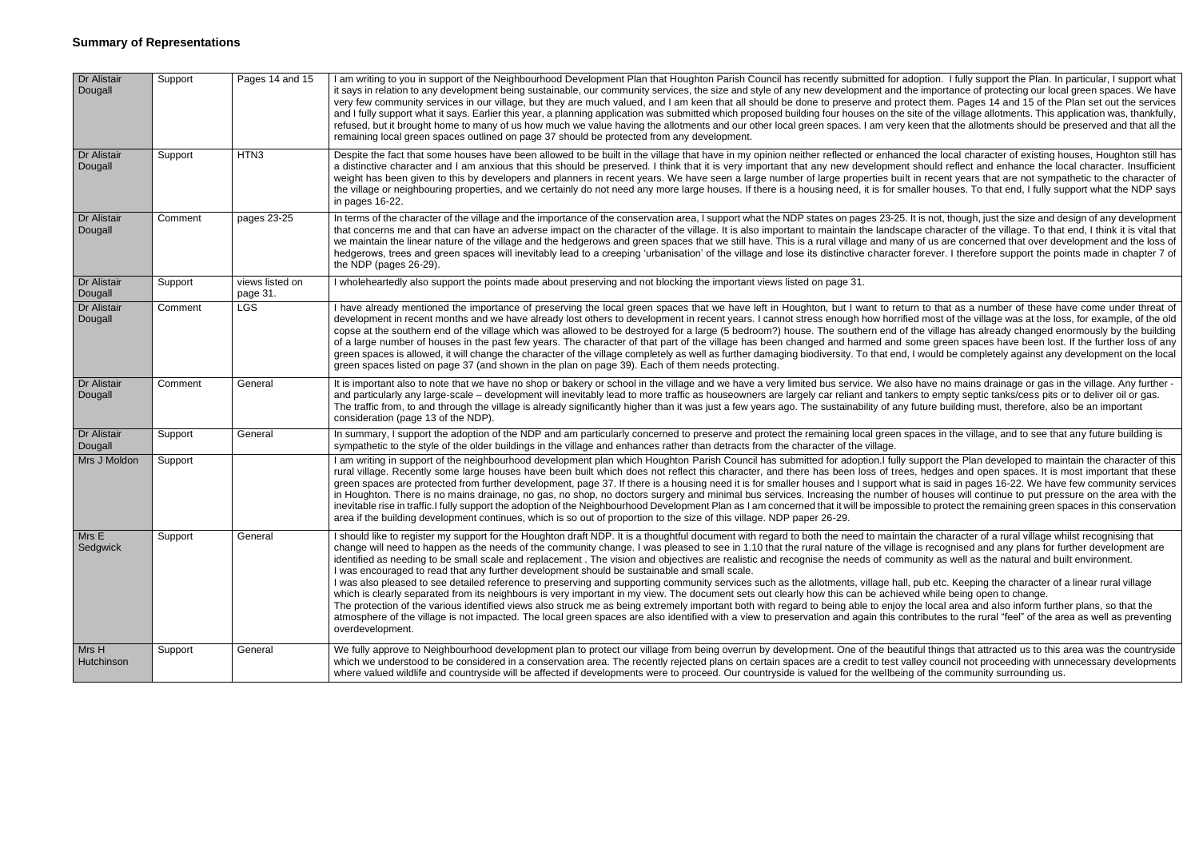## Summary of Representations

| | | | |
|---|---|---|---|
| Dr Alistair Dougall | Support | Pages 14 and 15 | I am writing to you in support of the Neighbourhood Development Plan that Houghton Parish Council has recently submitted for adoption. I fully support the Plan. In particular, I support what it says in relation to any development being sustainable, our community services, the size and style of any new development and the importance of protecting our local green spaces. We have very few community services in our village, but they are much valued, and I am keen that all should be done to preserve and protect them. Pages 14 and 15 of the Plan set out the services and I fully support what it says. Earlier this year, a planning application was submitted which proposed building four houses on the site of the village allotments. This application was, thankfully, refused, but it brought home to many of us how much we value having the allotments and our other local green spaces. I am very keen that the allotments should be preserved and that all the remaining local green spaces outlined on page 37 should be protected from any development. |
| Dr Alistair Dougall | Support | HTN3 | Despite the fact that some houses have been allowed to be built in the village that have in my opinion neither reflected or enhanced the local character of existing houses, Houghton still has a distinctive character and I am anxious that this should be preserved. I think that it is very important that any new development should reflect and enhance the local character. Insufficient weight has been given to this by developers and planners in recent years. We have seen a large number of large properties built in recent years that are not sympathetic to the character of the village or neighbouring properties, and we certainly do not need any more large houses. If there is a housing need, it is for smaller houses. To that end, I fully support what the NDP says in pages 16-22. |
| Dr Alistair Dougall | Comment | pages 23-25 | In terms of the character of the village and the importance of the conservation area, I support what the NDP states on pages 23-25. It is not, though, just the size and design of any development that concerns me and that can have an adverse impact on the character of the village. It is also important to maintain the landscape character of the village. To that end, I think it is vital that we maintain the linear nature of the village and the hedgerows and green spaces that we still have. This is a rural village and many of us are concerned that over development and the loss of hedgerows, trees and green spaces will inevitably lead to a creeping 'urbanisation' of the village and lose its distinctive character forever. I therefore support the points made in chapter 7 of the NDP (pages 26-29). |
| Dr Alistair Dougall | Support | views listed on page 31. | I wholeheartedly also support the points made about preserving and not blocking the important views listed on page 31. |
| Dr Alistair Dougall | Comment | LGS | I have already mentioned the importance of preserving the local green spaces that we have left in Houghton, but I want to return to that as a number of these have come under threat of development in recent months and we have already lost others to development in recent years. I cannot stress enough how horrified most of the village was at the loss, for example, of the old copse at the southern end of the village which was allowed to be destroyed for a large (5 bedroom?) house. The southern end of the village has already changed enormously by the building of a large number of houses in the past few years. The character of that part of the village has been changed and harmed and some green spaces have been lost. If the further loss of any green spaces is allowed, it will change the character of the village completely as well as further damaging biodiversity. To that end, I would be completely against any development on the local green spaces listed on page 37 (and shown in the plan on page 39). Each of them needs protecting. |
| Dr Alistair Dougall | Comment | General | It is important also to note that we have no shop or bakery or school in the village and we have a very limited bus service. We also have no mains drainage or gas in the village. Any further - and particularly any large-scale – development will inevitably lead to more traffic as houseowners are largely car reliant and tankers to empty septic tanks/cess pits or to deliver oil or gas. The traffic from, to and through the village is already significantly higher than it was just a few years ago. The sustainability of any future building must, therefore, also be an important consideration (page 13 of the NDP). |
| Dr Alistair Dougall | Support | General | In summary, I support the adoption of the NDP and am particularly concerned to preserve and protect the remaining local green spaces in the village, and to see that any future building is sympathetic to the style of the older buildings in the village and enhances rather than detracts from the character of the village. |
| Mrs J Moldon | Support | | I am writing in support of the neighbourhood development plan which Houghton Parish Council has submitted for adoption.I fully support the Plan developed to maintain the character of this rural village. Recently some large houses have been built which does not reflect this character, and there has been loss of trees, hedges and open spaces. It is most important that these green spaces are protected from further development, page 37. If there is a housing need it is for smaller houses and I support what is said in pages 16-22. We have few community services in Houghton. There is no mains drainage, no gas, no shop, no doctors surgery and minimal bus services. Increasing the number of houses will continue to put pressure on the area with the inevitable rise in traffic.I fully support the adoption of the Neighbourhood Development Plan as I am concerned that it will be impossible to protect the remaining green spaces in this conservation area if the building development continues, which is so out of proportion to the size of this village. NDP paper 26-29. |
| Mrs E Sedgwick | Support | General | I should like to register my support for the Houghton draft NDP. It is a thoughtful document with regard to both the need to maintain the character of a rural village whilst recognising that change will need to happen as the needs of the community change. I was pleased to see in 1.10 that the rural nature of the village is recognised and any plans for further development are identified as needing to be small scale and replacement . The vision and objectives are realistic and recognise the needs of community as well as the natural and built environment.<br>I was encouraged to read that any further development should be sustainable and small scale.<br>I was also pleased to see detailed reference to preserving and supporting community services such as the allotments, village hall, pub etc. Keeping the character of a linear rural village which is clearly separated from its neighbours is very important in my view. The document sets out clearly how this can be achieved while being open to change.<br>The protection of the various identified views also struck me as being extremely important both with regard to being able to enjoy the local area and also inform further plans, so that the atmosphere of the village is not impacted. The local green spaces are also identified with a view to preservation and again this contributes to the rural "feel" of the area as well as preventing overdevelopment. |
| Mrs H Hutchinson | Support | General | We fully approve to Neighbourhood development plan to protect our village from being overrun by development. One of the beautiful things that attracted us to this area was the countryside which we understood to be considered in a conservation area. The recently rejected plans on certain spaces are a credit to test valley council not proceeding with unnecessary developments where valued wildlife and countryside will be affected if developments were to proceed. Our countryside is valued for the wellbeing of the community surrounding us. |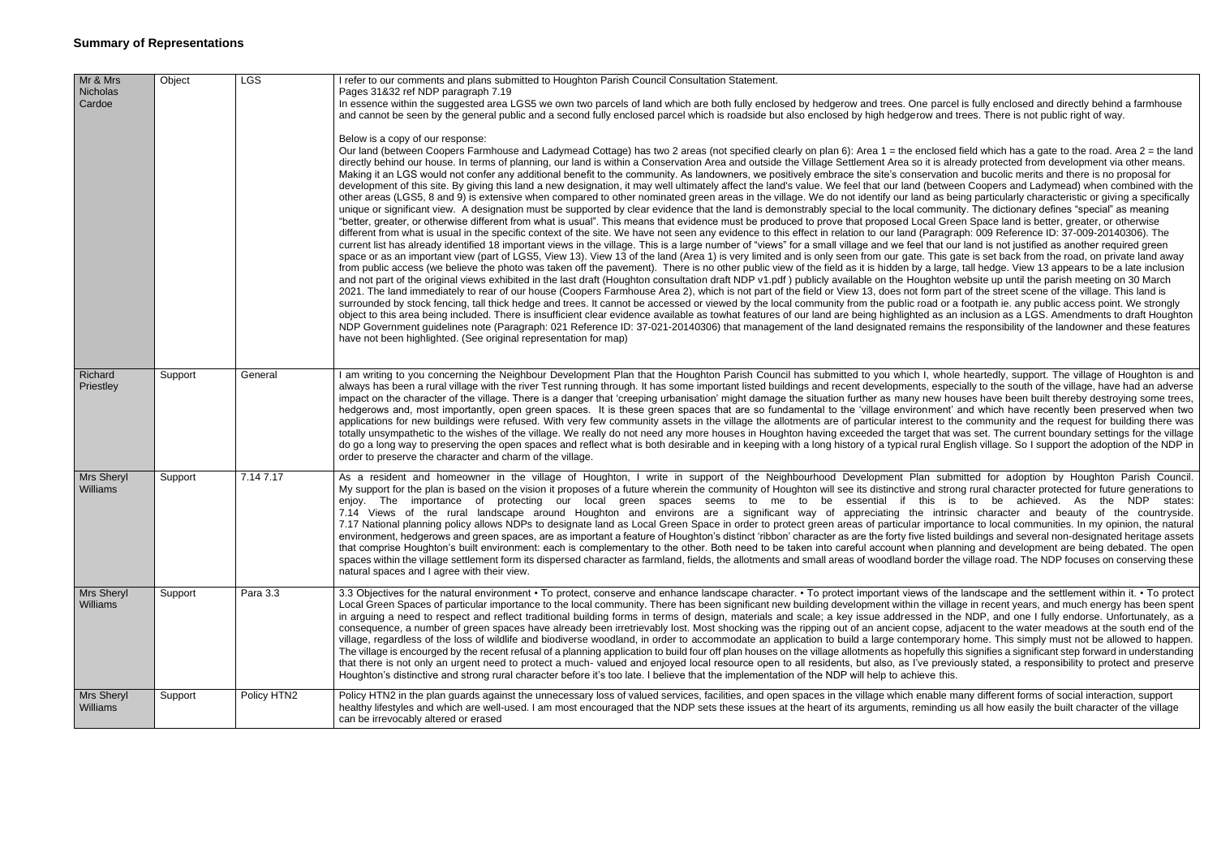## Summary of Representations

| | | | |
|---|---|---|---|
| Mr & Mrs Nicholas Cardoe | Object | LGS | I refer to our comments and plans submitted to Houghton Parish Council Consultation Statement.<br>Pages 31&32 ref NDP paragraph 7.19<br>In essence within the suggested area LGS5 we own two parcels of land which are both fully enclosed by hedgerow and trees. One parcel is fully enclosed and directly behind a farmhouse and cannot be seen by the general public and a second fully enclosed parcel which is roadside but also enclosed by high hedgerow and trees. There is not public right of way.<br><br>Below is a copy of our response:<br>Our land (between Coopers Farmhouse and Ladymead Cottage) has two 2 areas (not specified clearly on plan 6): Area 1 = the enclosed field which has a gate to the road. Area 2 = the land directly behind our house. In terms of planning, our land is within a Conservation Area and outside the Village Settlement Area so it is already protected from development via other means. Making it an LGS would not confer any additional benefit to the community. As landowners, we positively embrace the site's conservation and bucolic merits and there is no proposal for development of this site. By giving this land a new designation, it may well ultimately affect the land's value. We feel that our land (between Coopers and Ladymead) when combined with the other areas (LGS5, 8 and 9) is extensive when compared to other nominated green areas in the village. We do not identify our land as being particularly characteristic or giving a specifically unique or significant view. A designation must be supported by clear evidence that the land is demonstrably special to the local community. The dictionary defines "special" as meaning "better, greater, or otherwise different from what is usual". This means that evidence must be produced to prove that proposed Local Green Space land is better, greater, or otherwise different from what is usual in the specific context of the site. We have not seen any evidence to this effect in relation to our land (Paragraph: 009 Reference ID: 37-009-20140306). The current list has already identified 18 important views in the village. This is a large number of "views" for a small village and we feel that our land is not justified as another required green space or as an important view (part of LGS5, View 13). View 13 of the land (Area 1) is very limited and is only seen from our gate. This gate is set back from the road, on private land away from public access (we believe the photo was taken off the pavement). There is no other public view of the field as it is hidden by a large, tall hedge. View 13 appears to be a late inclusion and not part of the original views exhibited in the last draft (Houghton consultation draft NDP v1.pdf ) publicly available on the Houghton website up until the parish meeting on 30 March 2021. The land immediately to rear of our house (Coopers Farmhouse Area 2), which is not part of the field or View 13, does not form part of the street scene of the village. This land is surrounded by stock fencing, tall thick hedge and trees. It cannot be accessed or viewed by the local community from the public road or a footpath ie. any public access point. We strongly object to this area being included. There is insufficient clear evidence available as towhat features of our land are being highlighted as an inclusion as a LGS. Amendments to draft Houghton NDP Government guidelines note (Paragraph: 021 Reference ID: 37-021-20140306) that management of the land designated remains the responsibility of the landowner and these features have not been highlighted. (See original representation for map) |
| Richard Priestley | Support | General | I am writing to you concerning the Neighbour Development Plan that the Houghton Parish Council has submitted to you which I, whole heartedly, support. The village of Houghton is and always has been a rural village with the river Test running through. It has some important listed buildings and recent developments, especially to the south of the village, have had an adverse impact on the character of the village. There is a danger that 'creeping urbanisation' might damage the situation further as many new houses have been built thereby destroying some trees, hedgerows and, most importantly, open green spaces. It is these green spaces that are so fundamental to the 'village environment' and which have recently been preserved when two applications for new buildings were refused. With very few community assets in the village the allotments are of particular interest to the community and the request for building there was totally unsympathetic to the wishes of the village. We really do not need any more houses in Houghton having exceeded the target that was set. The current boundary settings for the village do go a long way to preserving the open spaces and reflect what is both desirable and in keeping with a long history of a typical rural English village. So I support the adoption of the NDP in order to preserve the character and charm of the village. |
| Mrs Sheryl Williams | Support | 7.14 7.17 | As a resident and homeowner in the village of Houghton, I write in support of the Neighbourhood Development Plan submitted for adoption by Houghton Parish Council. My support for the plan is based on the vision it proposes of a future wherein the community of Houghton will see its distinctive and strong rural character protected for future generations to enjoy. The importance of protecting our local green spaces seems to me to be essential if this is to be achieved. As the NDP states: 7.14 Views of the rural landscape around Houghton and environs are a significant way of appreciating the intrinsic character and beauty of the countryside. 7.17 National planning policy allows NDPs to designate land as Local Green Space in order to protect green areas of particular importance to local communities. In my opinion, the natural environment, hedgerows and green spaces, are as important a feature of Houghton's distinct 'ribbon' character as are the forty five listed buildings and several non-designated heritage assets that comprise Houghton's built environment: each is complementary to the other. Both need to be taken into careful account when planning and development are being debated. The open spaces within the village settlement form its dispersed character as farmland, fields, the allotments and small areas of woodland border the village road. The NDP focuses on conserving these natural spaces and I agree with their view. |
| Mrs Sheryl Williams | Support | Para 3.3 | 3.3 Objectives for the natural environment • To protect, conserve and enhance landscape character. • To protect important views of the landscape and the settlement within it. • To protect Local Green Spaces of particular importance to the local community. There has been significant new building development within the village in recent years, and much energy has been spent in arguing a need to respect and reflect traditional building forms in terms of design, materials and scale; a key issue addressed in the NDP, and one I fully endorse. Unfortunately, as a consequence, a number of green spaces have already been irretrievably lost. Most shocking was the ripping out of an ancient copse, adjacent to the water meadows at the south end of the village, regardless of the loss of wildlife and biodiverse woodland, in order to accommodate an application to build a large contemporary home. This simply must not be allowed to happen. The village is encourged by the recent refusal of a planning application to build four off plan houses on the village allotments as hopefully this signifies a significant step forward in understanding that there is not only an urgent need to protect a much- valued and enjoyed local resource open to all residents, but also, as I've previously stated, a responsibility to protect and preserve Houghton's distinctive and strong rural character before it's too late. I believe that the implementation of the NDP will help to achieve this. |
| Mrs Sheryl Williams | Support | Policy HTN2 | Policy HTN2 in the plan guards against the unnecessary loss of valued services, facilities, and open spaces in the village which enable many different forms of social interaction, support healthy lifestyles and which are well-used. I am most encouraged that the NDP sets these issues at the heart of its arguments, reminding us all how easily the built character of the village can be irrevocably altered or erased |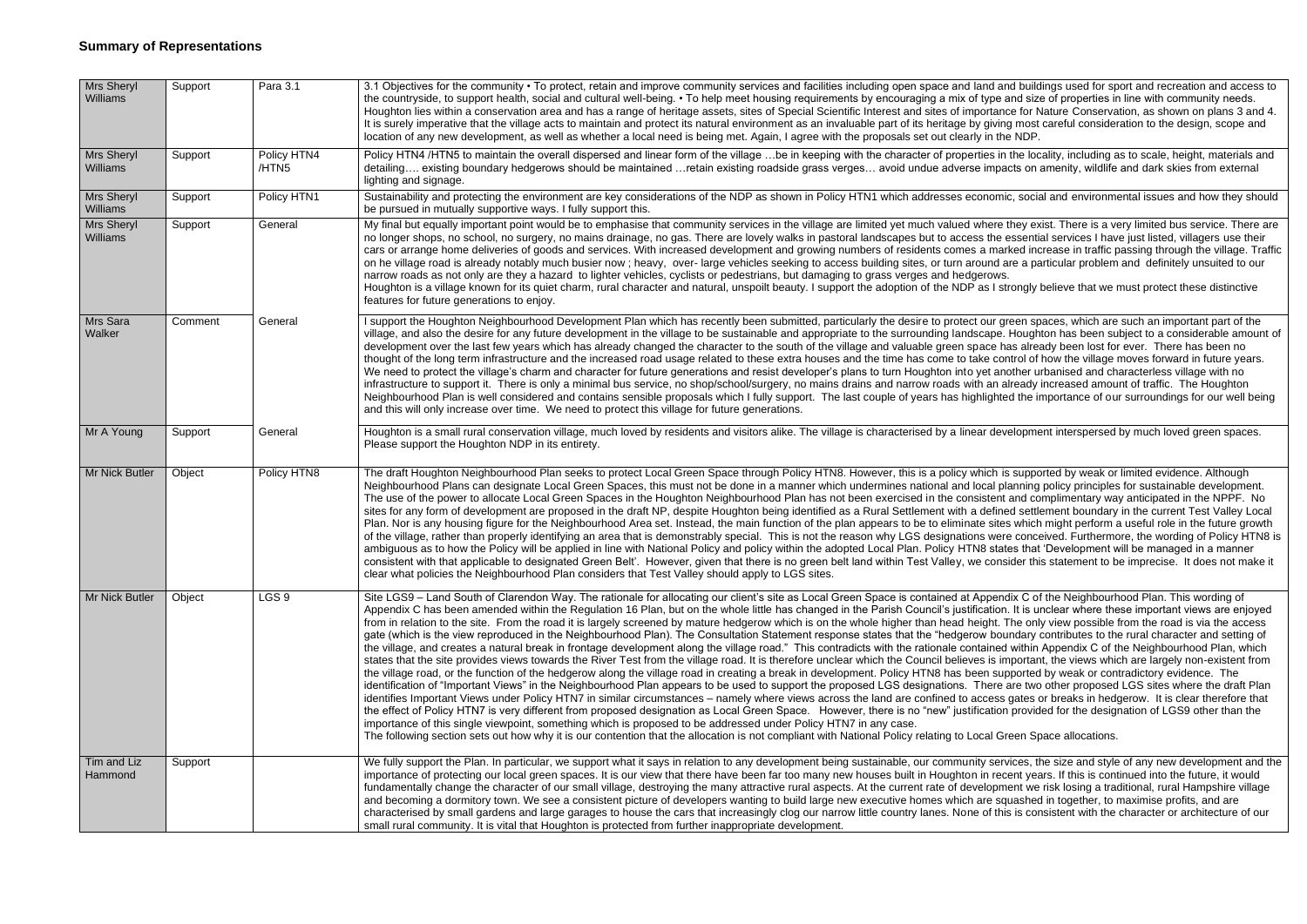## Summary of Representations

| | | | |
|---|---|---|---|
| Mrs Sheryl Williams | Support | Para 3.1 | 3.1 Objectives for the community • To protect, retain and improve community services and facilities including open space and land and buildings used for sport and recreation and access to the countryside, to support health, social and cultural well-being. • To help meet housing requirements by encouraging a mix of type and size of properties in line with community needs. Houghton lies within a conservation area and has a range of heritage assets, sites of Special Scientific Interest and sites of importance for Nature Conservation, as shown on plans 3 and 4. It is surely imperative that the village acts to maintain and protect its natural environment as an invaluable part of its heritage by giving most careful consideration to the design, scope and location of any new development, as well as whether a local need is being met. Again, I agree with the proposals set out clearly in the NDP. |
| Mrs Sheryl Williams | Support | Policy HTN4 /HTN5 | Policy HTN4 /HTN5 to maintain the overall dispersed and linear form of the village …be in keeping with the character of properties in the locality, including as to scale, height, materials and detailing…. existing boundary hedgerows should be maintained …retain existing roadside grass verges… avoid undue adverse impacts on amenity, wildlife and dark skies from external lighting and signage. |
| Mrs Sheryl Williams | Support | Policy HTN1 | Sustainability and protecting the environment are key considerations of the NDP as shown in Policy HTN1 which addresses economic, social and environmental issues and how they should be pursued in mutually supportive ways. I fully support this. |
| Mrs Sheryl Williams | Support | General | My final but equally important point would be to emphasise that community services in the village are limited yet much valued where they exist. There is a very limited bus service. There are no longer shops, no school, no surgery, no mains drainage, no gas. There are lovely walks in pastoral landscapes but to access the essential services I have just listed, villagers use their cars or arrange home deliveries of goods and services. With increased development and growing numbers of residents comes a marked increase in traffic passing through the village. Traffic on he village road is already notably much busier now ; heavy, over- large vehicles seeking to access building sites, or turn around are a particular problem and definitely unsuited to our narrow roads as not only are they a hazard to lighter vehicles, cyclists or pedestrians, but damaging to grass verges and hedgerows.<br>Houghton is a village known for its quiet charm, rural character and natural, unspoilt beauty. I support the adoption of the NDP as I strongly believe that we must protect these distinctive features for future generations to enjoy. |
| Mrs Sara Walker | Comment | General | I support the Houghton Neighbourhood Development Plan which has recently been submitted, particularly the desire to protect our green spaces, which are such an important part of the village, and also the desire for any future development in the village to be sustainable and appropriate to the surrounding landscape. Houghton has been subject to a considerable amount of development over the last few years which has already changed the character to the south of the village and valuable green space has already been lost for ever. There has been no thought of the long term infrastructure and the increased road usage related to these extra houses and the time has come to take control of how the village moves forward in future years. We need to protect the village's charm and character for future generations and resist developer's plans to turn Houghton into yet another urbanised and characterless village with no infrastructure to support it. There is only a minimal bus service, no shop/school/surgery, no mains drains and narrow roads with an already increased amount of traffic. The Houghton Neighbourhood Plan is well considered and contains sensible proposals which I fully support. The last couple of years has highlighted the importance of our surroundings for our well being and this will only increase over time. We need to protect this village for future generations. |
| Mr A Young | Support | General | Houghton is a small rural conservation village, much loved by residents and visitors alike. The village is characterised by a linear development interspersed by much loved green spaces. Please support the Houghton NDP in its entirety. |
| Mr Nick Butler | Object | Policy HTN8 | The draft Houghton Neighbourhood Plan seeks to protect Local Green Space through Policy HTN8. However, this is a policy which is supported by weak or limited evidence. Although Neighbourhood Plans can designate Local Green Spaces, this must not be done in a manner which undermines national and local planning policy principles for sustainable development. The use of the power to allocate Local Green Spaces in the Houghton Neighbourhood Plan has not been exercised in the consistent and complimentary way anticipated in the NPPF. No sites for any form of development are proposed in the draft NP, despite Houghton being identified as a Rural Settlement with a defined settlement boundary in the current Test Valley Local Plan. Nor is any housing figure for the Neighbourhood Area set. Instead, the main function of the plan appears to be to eliminate sites which might perform a useful role in the future growth of the village, rather than properly identifying an area that is demonstrably special. This is not the reason why LGS designations were conceived. Furthermore, the wording of Policy HTN8 is ambiguous as to how the Policy will be applied in line with National Policy and policy within the adopted Local Plan. Policy HTN8 states that 'Development will be managed in a manner consistent with that applicable to designated Green Belt'. However, given that there is no green belt land within Test Valley, we consider this statement to be imprecise. It does not make it clear what policies the Neighbourhood Plan considers that Test Valley should apply to LGS sites. |
| Mr Nick Butler | Object | LGS 9 | Site LGS9 – Land South of Clarendon Way. The rationale for allocating our client's site as Local Green Space is contained at Appendix C of the Neighbourhood Plan. This wording of Appendix C has been amended within the Regulation 16 Plan, but on the whole little has changed in the Parish Council's justification. It is unclear where these important views are enjoyed from in relation to the site. From the road it is largely screened by mature hedgerow which is on the whole higher than head height. The only view possible from the road is via the access gate (which is the view reproduced in the Neighbourhood Plan). The Consultation Statement response states that the "hedgerow boundary contributes to the rural character and setting of the village, and creates a natural break in frontage development along the village road." This contradicts with the rationale contained within Appendix C of the Neighbourhood Plan, which states that the site provides views towards the River Test from the village road. It is therefore unclear which the Council believes is important, the views which are largely non-existent from the village road, or the function of the hedgerow along the village road in creating a break in development. Policy HTN8 has been supported by weak or contradictory evidence. The identification of "Important Views" in the Neighbourhood Plan appears to be used to support the proposed LGS designations. There are two other proposed LGS sites where the draft Plan identifies Important Views under Policy HTN7 in similar circumstances – namely where views across the land are confined to access gates or breaks in hedgerow. It is clear therefore that the effect of Policy HTN7 is very different from proposed designation as Local Green Space. However, there is no "new" justification provided for the designation of LGS9 other than the importance of this single viewpoint, something which is proposed to be addressed under Policy HTN7 in any case.<br>The following section sets out how why it is our contention that the allocation is not compliant with National Policy relating to Local Green Space allocations. |
| Tim and Liz Hammond | Support | | We fully support the Plan. In particular, we support what it says in relation to any development being sustainable, our community services, the size and style of any new development and the importance of protecting our local green spaces. It is our view that there have been far too many new houses built in Houghton in recent years. If this is continued into the future, it would fundamentally change the character of our small village, destroying the many attractive rural aspects. At the current rate of development we risk losing a traditional, rural Hampshire village and becoming a dormitory town. We see a consistent picture of developers wanting to build large new executive homes which are squashed in together, to maximise profits, and are characterised by small gardens and large garages to house the cars that increasingly clog our narrow little country lanes. None of this is consistent with the character or architecture of our small rural community. It is vital that Houghton is protected from further inappropriate development. |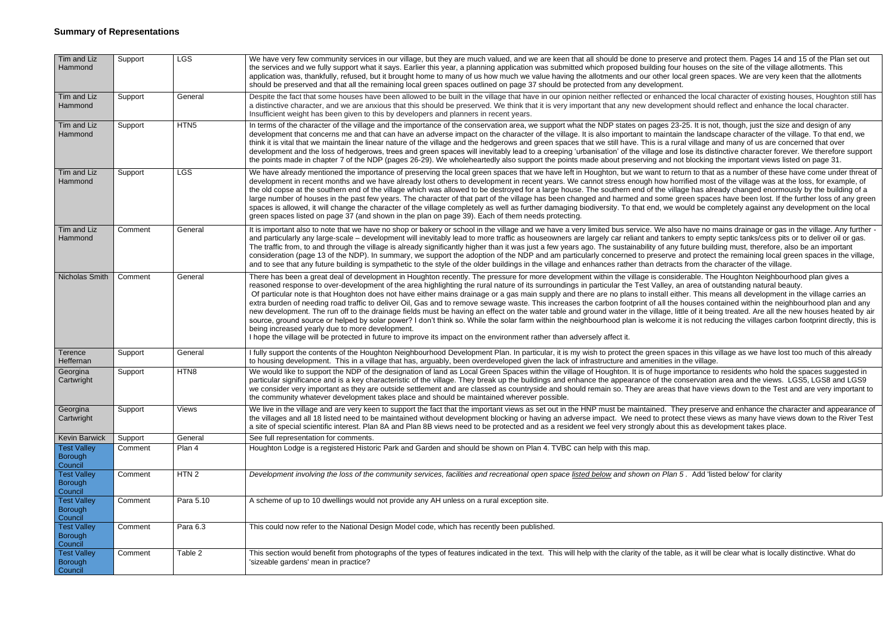## Summary of Representations

| | | | |
|---|---|---|---|
| Tim and Liz Hammond | Support | LGS | We have very few community services in our village, but they are much valued, and we are keen that all should be done to preserve and protect them. Pages 14 and 15 of the Plan set out the services and we fully support what it says. Earlier this year, a planning application was submitted which proposed building four houses on the site of the village allotments. This application was, thankfully, refused, but it brought home to many of us how much we value having the allotments and our other local green spaces. We are very keen that the allotments should be preserved and that all the remaining local green spaces outlined on page 37 should be protected from any development. |
| Tim and Liz Hammond | Support | General | Despite the fact that some houses have been allowed to be built in the village that have in our opinion neither reflected or enhanced the local character of existing houses, Houghton still has a distinctive character, and we are anxious that this should be preserved. We think that it is very important that any new development should reflect and enhance the local character. Insufficient weight has been given to this by developers and planners in recent years. |
| Tim and Liz Hammond | Support | HTN5 | In terms of the character of the village and the importance of the conservation area, we support what the NDP states on pages 23-25. It is not, though, just the size and design of any development that concerns me and that can have an adverse impact on the character of the village. It is also important to maintain the landscape character of the village. To that end, we think it is vital that we maintain the linear nature of the village and the hedgerows and green spaces that we still have. This is a rural village and many of us are concerned that over development and the loss of hedgerows, trees and green spaces will inevitably lead to a creeping 'urbanisation' of the village and lose its distinctive character forever. We therefore support the points made in chapter 7 of the NDP (pages 26-29). We wholeheartedly also support the points made about preserving and not blocking the important views listed on page 31. |
| Tim and Liz Hammond | Support | LGS | We have already mentioned the importance of preserving the local green spaces that we have left in Houghton, but we want to return to that as a number of these have come under threat of development in recent months and we have already lost others to development in recent years. We cannot stress enough how horrified most of the village was at the loss, for example, of the old copse at the southern end of the village which was allowed to be destroyed for a large house. The southern end of the village has already changed enormously by the building of a large number of houses in the past few years. The character of that part of the village has been changed and harmed and some green spaces have been lost. If the further loss of any green spaces is allowed, it will change the character of the village completely as well as further damaging biodiversity. To that end, we would be completely against any development on the local green spaces listed on page 37 (and shown in the plan on page 39). Each of them needs protecting. |
| Tim and Liz Hammond | Comment | General | It is important also to note that we have no shop or bakery or school in the village and we have a very limited bus service. We also have no mains drainage or gas in the village. Any further - and particularly any large-scale – development will inevitably lead to more traffic as houseowners are largely car reliant and tankers to empty septic tanks/cess pits or to deliver oil or gas. The traffic from, to and through the village is already significantly higher than it was just a few years ago. The sustainability of any future building must, therefore, also be an important consideration (page 13 of the NDP). In summary, we support the adoption of the NDP and am particularly concerned to preserve and protect the remaining local green spaces in the village, and to see that any future building is sympathetic to the style of the older buildings in the village and enhances rather than detracts from the character of the village. |
| Nicholas Smith | Comment | General | There has been a great deal of development in Houghton recently. The pressure for more development within the village is considerable. The Houghton Neighbourhood plan gives a reasoned response to over-development of the area highlighting the rural nature of its surroundings in particular the Test Valley, an area of outstanding natural beauty. Of particular note is that Houghton does not have either mains drainage or a gas main supply and there are no plans to install either. This means all development in the village carries an extra burden of needing road traffic to deliver Oil, Gas and to remove sewage waste. This increases the carbon footprint of all the houses contained within the neighbourhood plan and any new development. The run off to the drainage fields must be having an effect on the water table and ground water in the village, little of it being treated. Are all the new houses heated by air source, ground source or helped by solar power? I don't think so. While the solar farm within the neighbourhood plan is welcome it is not reducing the villages carbon footprint directly, this is being increased yearly due to more development. I hope the village will be protected in future to improve its impact on the environment rather than adversely affect it. |
| Terence Heffernan | Support | General | I fully support the contents of the Houghton Neighbourhood Development Plan. In particular, it is my wish to protect the green spaces in this village as we have lost too much of this already to housing development. This in a village that has, arguably, been overdeveloped given the lack of infrastructure and amenities in the village. |
| Georgina Cartwright | Support | HTN8 | We would like to support the NDP of the designation of land as Local Green Spaces within the village of Houghton. It is of huge importance to residents who hold the spaces suggested in particular significance and is a key characteristic of the village. They break up the buildings and enhance the appearance of the conservation area and the views. LGS5, LGS8 and LGS9 we consider very important as they are outside settlement and are classed as countryside and should remain so. They are areas that have views down to the Test and are very important to the community whatever development takes place and should be maintained wherever possible. |
| Georgina Cartwright | Support | Views | We live in the village and are very keen to support the fact that the important views as set out in the HNP must be maintained. They preserve and enhance the character and appearance of the villages and all 18 listed need to be maintained without development blocking or having an adverse impact. We need to protect these views as many have views down to the River Test a site of special scientific interest. Plan 8A and Plan 8B views need to be protected and as a resident we feel very strongly about this as development takes place. |
| Kevin Barwick | Support | General | See full representation for comments. |
| Test Valley Borough Council | Comment | Plan 4 | Houghton Lodge is a registered Historic Park and Garden and should be shown on Plan 4. TVBC can help with this map. |
| Test Valley Borough Council | Comment | HTN 2 | *Development involving the loss of the community services, facilities and recreational open space listed below and shown on Plan 5 .* Add 'listed below' for clarity |
| Test Valley Borough Council | Comment | Para 5.10 | A scheme of up to 10 dwellings would not provide any AH unless on a rural exception site. |
| Test Valley Borough Council | Comment | Para 6.3 | This could now refer to the National Design Model code, which has recently been published. |
| Test Valley Borough Council | Comment | Table 2 | This section would benefit from photographs of the types of features indicated in the text. This will help with the clarity of the table, as it will be clear what is locally distinctive. What do 'sizeable gardens' mean in practice? |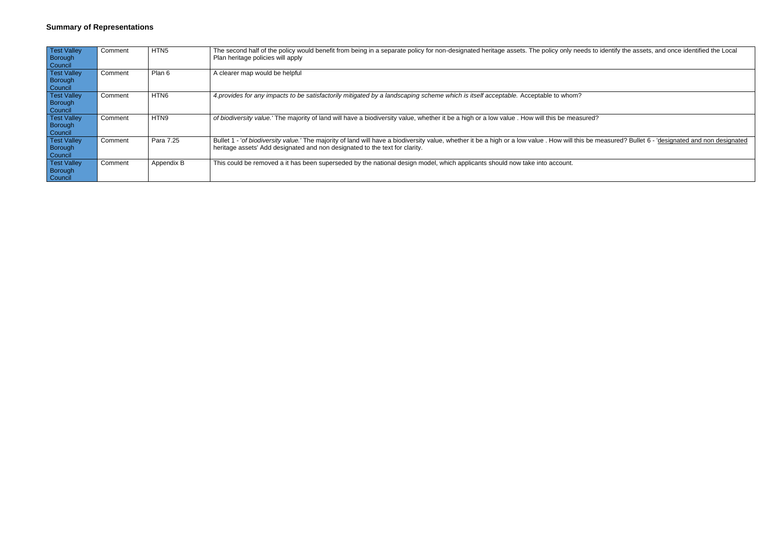## Summary of Representations

| | | | |
|---|---|---|---|
| Test Valley Borough Council | Comment | HTN5 | The second half of the policy would benefit from being in a separate policy for non-designated heritage assets. The policy only needs to identify the assets, and once identified the Local Plan heritage policies will apply |
| Test Valley Borough Council | Comment | Plan 6 | A clearer map would be helpful |
| Test Valley Borough Council | Comment | HTN6 | *4.provides for any impacts to be satisfactorily mitigated by a landscaping scheme which is itself acceptable.* Acceptable to whom? |
| Test Valley Borough Council | Comment | HTN9 | *of biodiversity value.'* The majority of land will have a biodiversity value, whether it be a high or a low value . How will this be measured? |
| Test Valley Borough Council | Comment | Para 7.25 | Bullet 1 - '*of biodiversity value.'* The majority of land will have a biodiversity value, whether it be a high or a low value . How will this be measured? Bullet 6 - '<u>designated and non designated</u> heritage assets' Add designated and non designated to the text for clarity. |
| Test Valley Borough Council | Comment | Appendix B | This could be removed a it has been superseded by the national design model, which applicants should now take into account. |